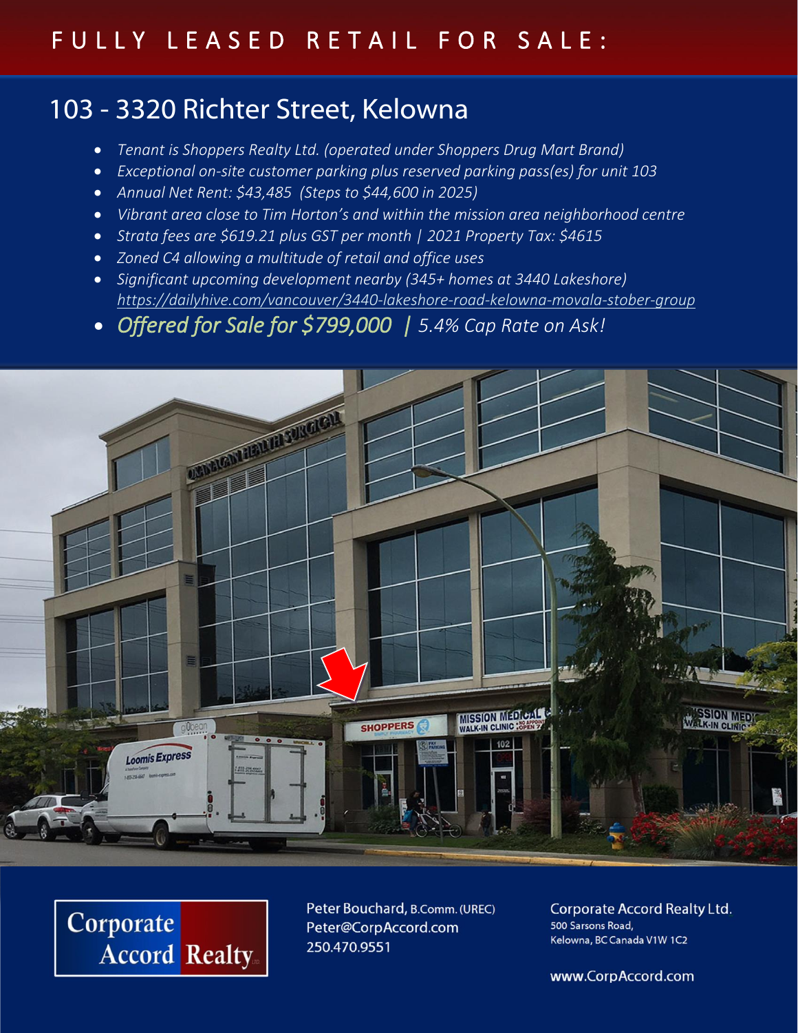# FULLY LEASED RETAIL FOR SALE:

## 103 - 3320 Richter Street, Kelowna

- *Tenant is Shoppers Realty Ltd. (operated under Shoppers Drug Mart Brand)*
- *Exceptional on-site customer parking plus reserved parking pass(es) for unit 103*
- *Annual Net Rent: $43,485 (Steps to $44,600 in 2025)*
- *Vibrant area close to Tim Horton's and within the mission area neighborhood centre*
- *Strata fees are $619.21 plus GST per month | 2021 Property Tax: $4615*
- *Zoned C4 allowing a multitude of retail and office uses*
- *Significant upcoming development nearby (345+ homes at 3440 Lakeshore)*
  *https://dailyhive.com/vancouver/3440-lakeshore-road-kelowna-movala-stober-group*
- *Offered for Sale for $799,000 | 5.4% Cap Rate on Ask!*

Corporate Accord Realty Ltd.

Peter Bouchard, B.Comm. (UREC)
Peter@CorpAccord.com
250.470.9551

Corporate Accord Realty Ltd.
500 Sarsons Road,
Kelowna, BC Canada V1W 1C2

www.CorpAccord.com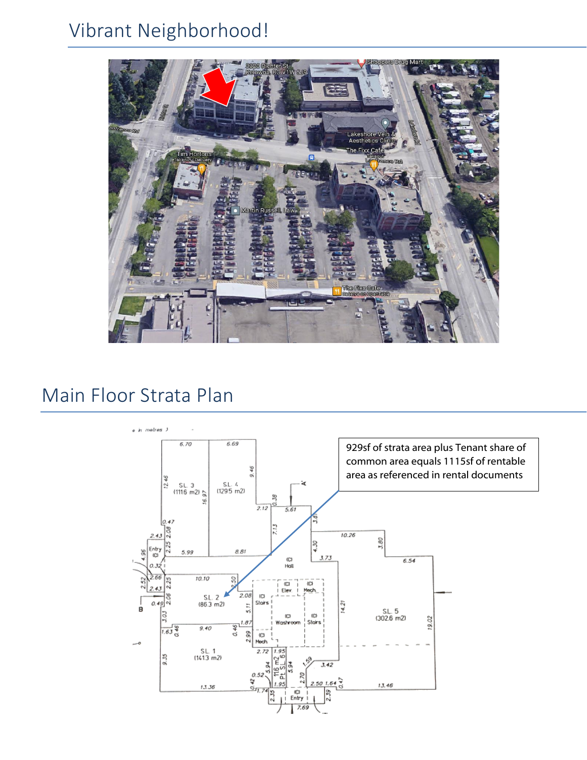# Vibrant Neighborhood!

# Main Floor Strata Plan

929sf of strata area plus Tenant share of common area equals 1115sf of rentable area as referenced in rental documents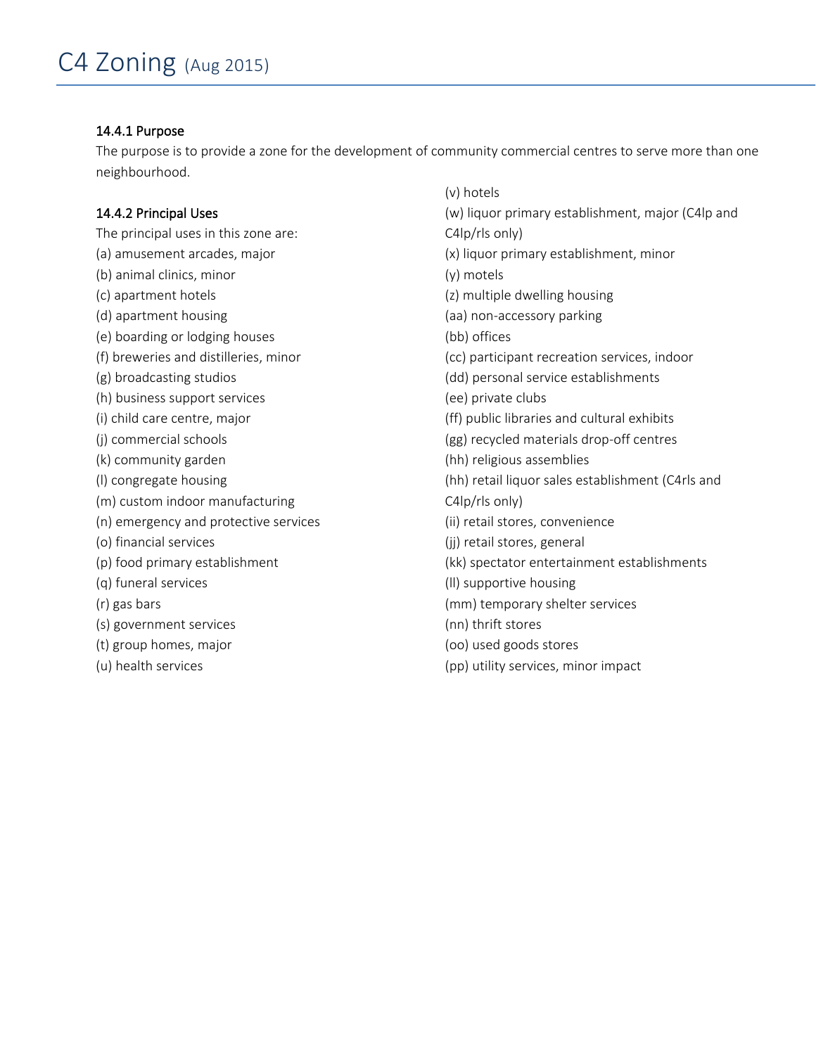# C4 Zoning (Aug 2015)

### 14.4.1 Purpose

The purpose is to provide a zone for the development of community commercial centres to serve more than one neighbourhood.

### 14.4.2 Principal Uses

The principal uses in this zone are:

(a) amusement arcades, major
(b) animal clinics, minor
(c) apartment hotels
(d) apartment housing
(e) boarding or lodging houses
(f) breweries and distilleries, minor
(g) broadcasting studios
(h) business support services
(i) child care centre, major
(j) commercial schools
(k) community garden
(l) congregate housing
(m) custom indoor manufacturing
(n) emergency and protective services
(o) financial services
(p) food primary establishment
(q) funeral services
(r) gas bars
(s) government services
(t) group homes, major
(u) health services
(v) hotels
(w) liquor primary establishment, major (C4lp and C4lp/rls only)
(x) liquor primary establishment, minor
(y) motels
(z) multiple dwelling housing
(aa) non-accessory parking
(bb) offices
(cc) participant recreation services, indoor
(dd) personal service establishments
(ee) private clubs
(ff) public libraries and cultural exhibits
(gg) recycled materials drop-off centres
(hh) religious assemblies
(hh) retail liquor sales establishment (C4rls and C4lp/rls only)
(ii) retail stores, convenience
(jj) retail stores, general
(kk) spectator entertainment establishments
(ll) supportive housing
(mm) temporary shelter services
(nn) thrift stores
(oo) used goods stores
(pp) utility services, minor impact